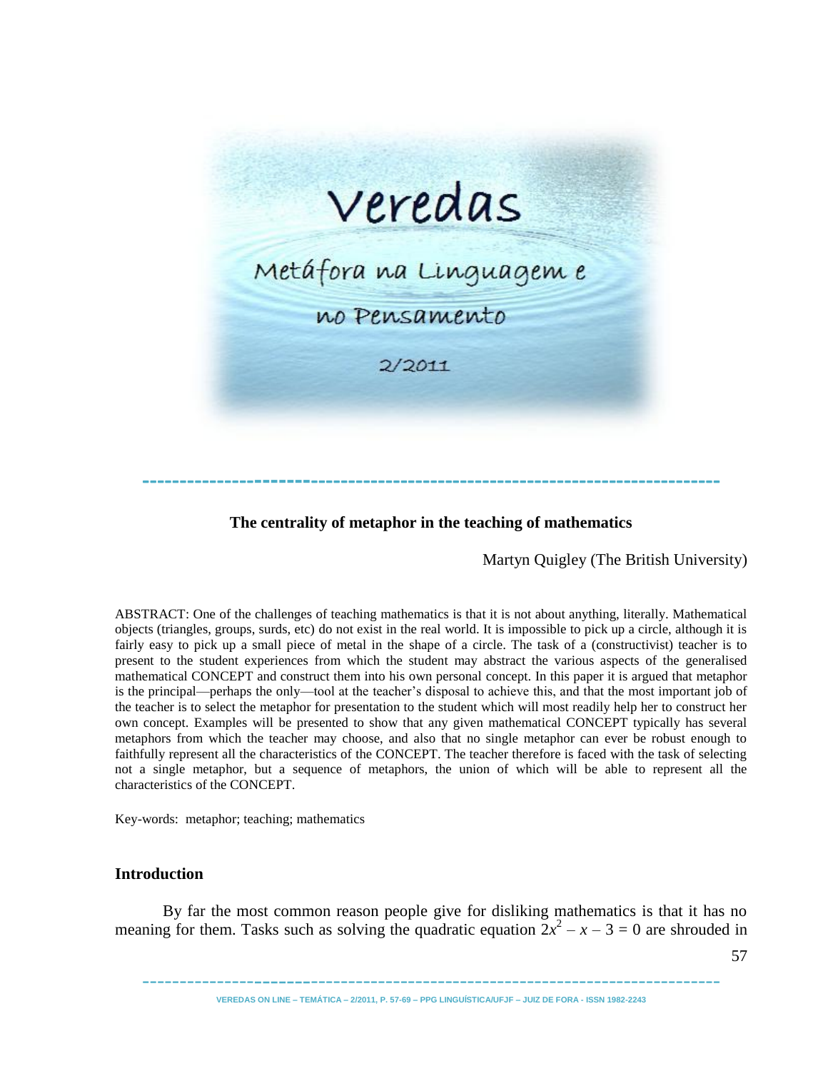Veredas

Metáfora na Linguagem e no Pensamento

2/2011

# The centrality of metaphor in the teaching of mathematics

Martyn Quigley (The British University)

ABSTRACT: One of the challenges of teaching mathematics is that it is not about anything, literally. Mathematical objects (triangles, groups, surds, etc) do not exist in the real world. It is impossible to pick up a circle, although it is fairly easy to pick up a small piece of metal in the shape of a circle. The task of a (constructivist) teacher is to present to the student experiences from which the student may abstract the various aspects of the generalised mathematical CONCEPT and construct them into his own personal concept. In this paper it is argued that metaphor is the principal—perhaps the only—tool at the teacher's disposal to achieve this, and that the most important job of the teacher is to select the metaphor for presentation to the student which will most readily help her to construct her own concept. Examples will be presented to show that any given mathematical CONCEPT typically has several metaphors from which the teacher may choose, and also that no single metaphor can ever be robust enough to faithfully represent all the characteristics of the CONCEPT. The teacher therefore is faced with the task of selecting not a single metaphor, but a sequence of metaphors, the union of which will be able to represent all the characteristics of the CONCEPT.

Key-words: metaphor; teaching; mathematics

## Introduction

By far the most common reason people give for disliking mathematics is that it has no meaning for them. Tasks such as solving the quadratic equation $2x^2 - x - 3 = 0$ are shrouded in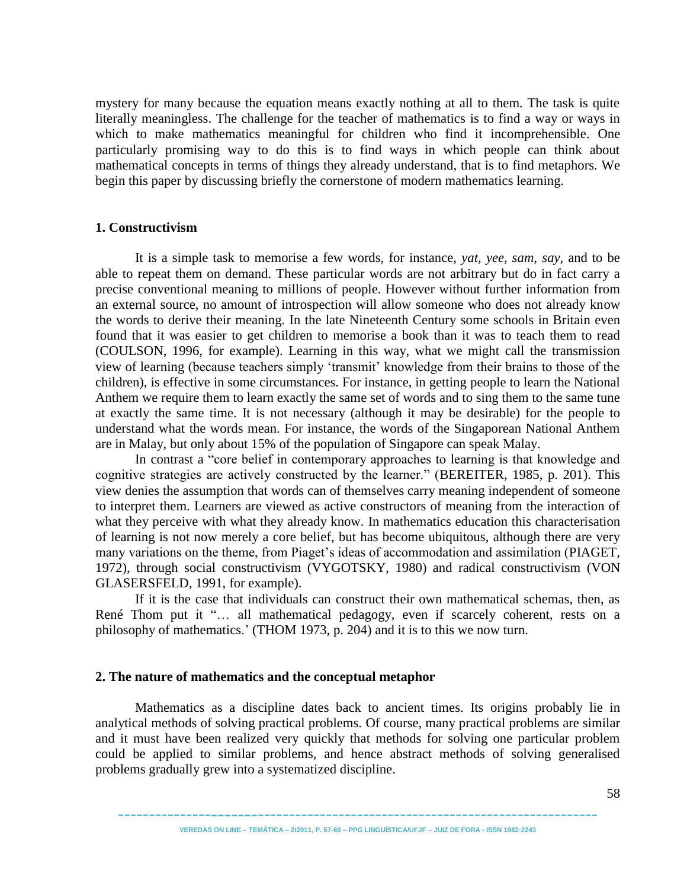mystery for many because the equation means exactly nothing at all to them. The task is quite literally meaningless. The challenge for the teacher of mathematics is to find a way or ways in which to make mathematics meaningful for children who find it incomprehensible. One particularly promising way to do this is to find ways in which people can think about mathematical concepts in terms of things they already understand, that is to find metaphors. We begin this paper by discussing briefly the cornerstone of modern mathematics learning.

## 1. Constructivism

It is a simple task to memorise a few words, for instance, *yat*, *yee*, *sam*, *say*, and to be able to repeat them on demand. These particular words are not arbitrary but do in fact carry a precise conventional meaning to millions of people. However without further information from an external source, no amount of introspection will allow someone who does not already know the words to derive their meaning. In the late Nineteenth Century some schools in Britain even found that it was easier to get children to memorise a book than it was to teach them to read (COULSON, 1996, for example). Learning in this way, what we might call the transmission view of learning (because teachers simply 'transmit' knowledge from their brains to those of the children), is effective in some circumstances. For instance, in getting people to learn the National Anthem we require them to learn exactly the same set of words and to sing them to the same tune at exactly the same time. It is not necessary (although it may be desirable) for the people to understand what the words mean. For instance, the words of the Singaporean National Anthem are in Malay, but only about 15% of the population of Singapore can speak Malay.

In contrast a "core belief in contemporary approaches to learning is that knowledge and cognitive strategies are actively constructed by the learner." (BEREITER, 1985, p. 201). This view denies the assumption that words can of themselves carry meaning independent of someone to interpret them. Learners are viewed as active constructors of meaning from the interaction of what they perceive with what they already know. In mathematics education this characterisation of learning is not now merely a core belief, but has become ubiquitous, although there are very many variations on the theme, from Piaget's ideas of accommodation and assimilation (PIAGET, 1972), through social constructivism (VYGOTSKY, 1980) and radical constructivism (VON GLASERSFELD, 1991, for example).

If it is the case that individuals can construct their own mathematical schemas, then, as René Thom put it "… all mathematical pedagogy, even if scarcely coherent, rests on a philosophy of mathematics.' (THOM 1973, p. 204) and it is to this we now turn.

## 2. The nature of mathematics and the conceptual metaphor

Mathematics as a discipline dates back to ancient times. Its origins probably lie in analytical methods of solving practical problems. Of course, many practical problems are similar and it must have been realized very quickly that methods for solving one particular problem could be applied to similar problems, and hence abstract methods of solving generalised problems gradually grew into a systematized discipline.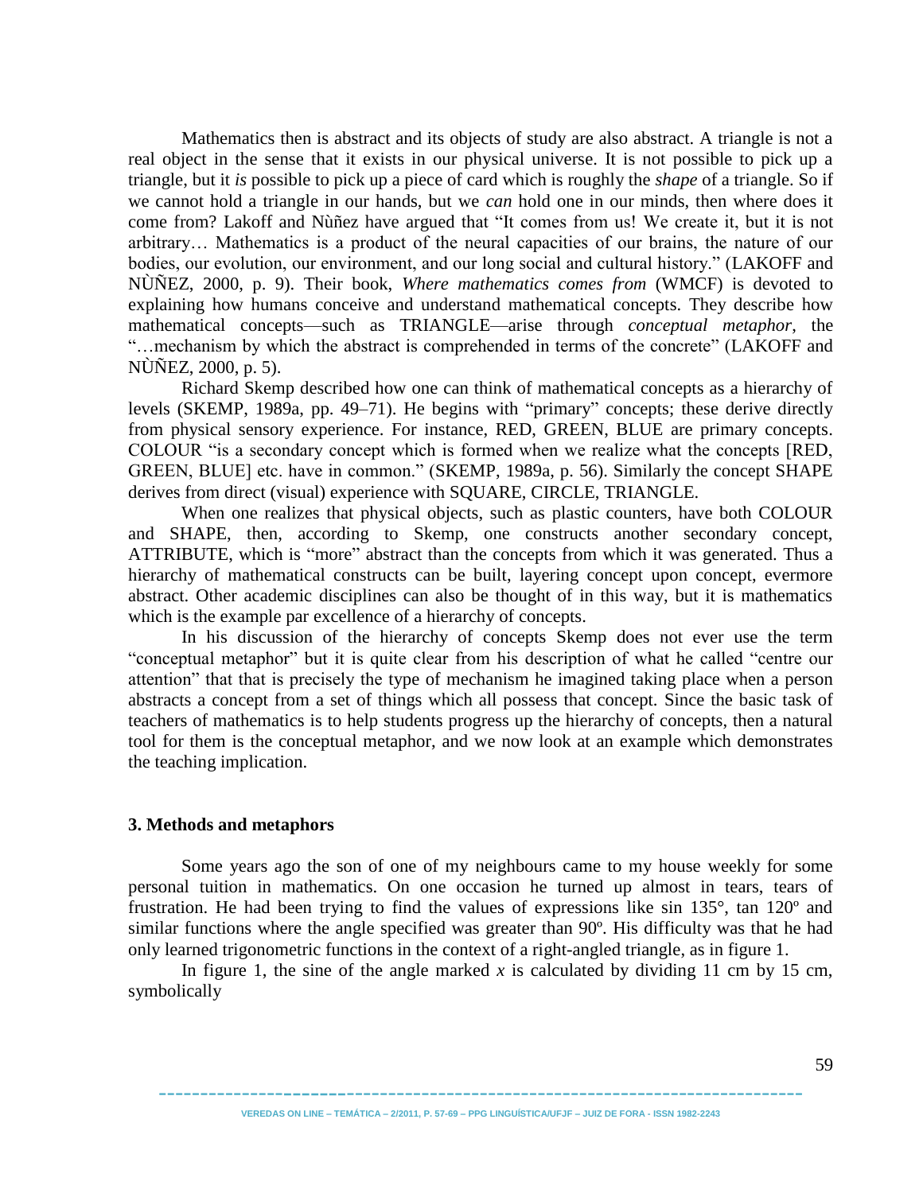Mathematics then is abstract and its objects of study are also abstract. A triangle is not a real object in the sense that it exists in our physical universe. It is not possible to pick up a triangle, but it *is* possible to pick up a piece of card which is roughly the *shape* of a triangle. So if we cannot hold a triangle in our hands, but we *can* hold one in our minds, then where does it come from? Lakoff and Nùñez have argued that "It comes from us! We create it, but it is not arbitrary… Mathematics is a product of the neural capacities of our brains, the nature of our bodies, our evolution, our environment, and our long social and cultural history." (LAKOFF and NÙÑEZ, 2000, p. 9). Their book, *Where mathematics comes from* (WMCF) is devoted to explaining how humans conceive and understand mathematical concepts. They describe how mathematical concepts—such as TRIANGLE—arise through *conceptual metaphor*, the "…mechanism by which the abstract is comprehended in terms of the concrete" (LAKOFF and NÙÑEZ, 2000, p. 5).

Richard Skemp described how one can think of mathematical concepts as a hierarchy of levels (SKEMP, 1989a, pp. 49–71). He begins with "primary" concepts; these derive directly from physical sensory experience. For instance, RED, GREEN, BLUE are primary concepts. COLOUR "is a secondary concept which is formed when we realize what the concepts [RED, GREEN, BLUE] etc. have in common." (SKEMP, 1989a, p. 56). Similarly the concept SHAPE derives from direct (visual) experience with SQUARE, CIRCLE, TRIANGLE.

When one realizes that physical objects, such as plastic counters, have both COLOUR and SHAPE, then, according to Skemp, one constructs another secondary concept, ATTRIBUTE, which is "more" abstract than the concepts from which it was generated. Thus a hierarchy of mathematical constructs can be built, layering concept upon concept, evermore abstract. Other academic disciplines can also be thought of in this way, but it is mathematics which is the example par excellence of a hierarchy of concepts.

In his discussion of the hierarchy of concepts Skemp does not ever use the term "conceptual metaphor" but it is quite clear from his description of what he called "centre our attention" that that is precisely the type of mechanism he imagined taking place when a person abstracts a concept from a set of things which all possess that concept. Since the basic task of teachers of mathematics is to help students progress up the hierarchy of concepts, then a natural tool for them is the conceptual metaphor, and we now look at an example which demonstrates the teaching implication.

## 3. Methods and metaphors

Some years ago the son of one of my neighbours came to my house weekly for some personal tuition in mathematics. On one occasion he turned up almost in tears, tears of frustration. He had been trying to find the values of expressions like sin 135°, tan 120º and similar functions where the angle specified was greater than 90º. His difficulty was that he had only learned trigonometric functions in the context of a right-angled triangle, as in figure 1.

In figure 1, the sine of the angle marked $x$ is calculated by dividing 11 cm by 15 cm, symbolically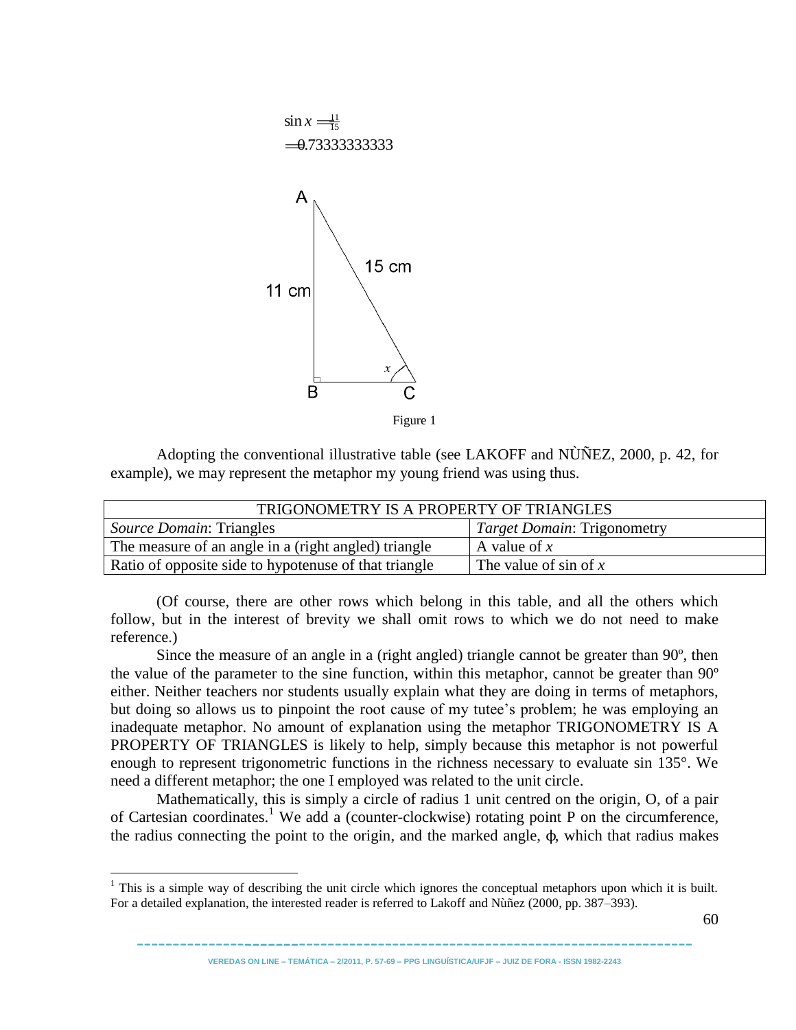$$\sin x = \frac{11}{15}$$
$$= 0.73333333333$$

Figure 1

Adopting the conventional illustrative table (see LAKOFF and NÙÑEZ, 2000, p. 42, for example), we may represent the metaphor my young friend was using thus.

| TRIGONOMETRY IS A PROPERTY OF TRIANGLES | |
|---|---|
| *Source Domain*: Triangles | *Target Domain*: Trigonometry |
| The measure of an angle in a (right angled) triangle | A value of $x$ |
| Ratio of opposite side to hypotenuse of that triangle | The value of sin of $x$ |

(Of course, there are other rows which belong in this table, and all the others which follow, but in the interest of brevity we shall omit rows to which we do not need to make reference.)

Since the measure of an angle in a (right angled) triangle cannot be greater than 90º, then the value of the parameter to the sine function, within this metaphor, cannot be greater than 90º either. Neither teachers nor students usually explain what they are doing in terms of metaphors, but doing so allows us to pinpoint the root cause of my tutee's problem; he was employing an inadequate metaphor. No amount of explanation using the metaphor TRIGONOMETRY IS A PROPERTY OF TRIANGLES is likely to help, simply because this metaphor is not powerful enough to represent trigonometric functions in the richness necessary to evaluate sin 135°. We need a different metaphor; the one I employed was related to the unit circle.

Mathematically, this is simply a circle of radius 1 unit centred on the origin, O, of a pair of Cartesian coordinates.[1] We add a (counter-clockwise) rotating point P on the circumference, the radius connecting the point to the origin, and the marked angle, $\phi$, which that radius makes

[1] This is a simple way of describing the unit circle which ignores the conceptual metaphors upon which it is built. For a detailed explanation, the interested reader is referred to Lakoff and Nùñez (2000, pp. 387–393).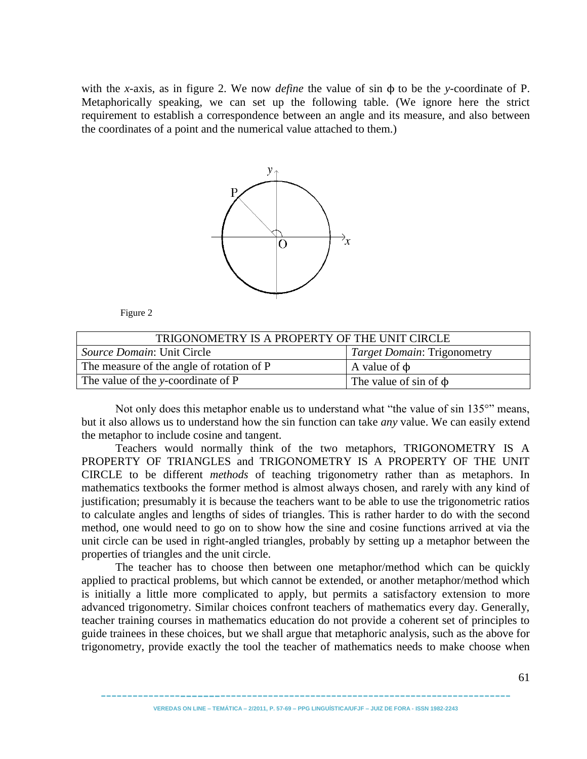with the *x*-axis, as in figure 2. We now *define* the value of sin ϕ to be the *y*-coordinate of P. Metaphorically speaking, we can set up the following table. (We ignore here the strict requirement to establish a correspondence between an angle and its measure, and also between the coordinates of a point and the numerical value attached to them.)

Figure 2

| TRIGONOMETRY IS A PROPERTY OF THE UNIT CIRCLE | |
|---|---|
| *Source Domain*: Unit Circle | *Target Domain*: Trigonometry |
| The measure of the angle of rotation of P | A value of ϕ |
| The value of the *y*-coordinate of P | The value of sin of ϕ |

Not only does this metaphor enable us to understand what "the value of sin 135°" means, but it also allows us to understand how the sin function can take *any* value. We can easily extend the metaphor to include cosine and tangent.

Teachers would normally think of the two metaphors, TRIGONOMETRY IS A PROPERTY OF TRIANGLES and TRIGONOMETRY IS A PROPERTY OF THE UNIT CIRCLE to be different *methods* of teaching trigonometry rather than as metaphors. In mathematics textbooks the former method is almost always chosen, and rarely with any kind of justification; presumably it is because the teachers want to be able to use the trigonometric ratios to calculate angles and lengths of sides of triangles. This is rather harder to do with the second method, one would need to go on to show how the sine and cosine functions arrived at via the unit circle can be used in right-angled triangles, probably by setting up a metaphor between the properties of triangles and the unit circle.

The teacher has to choose then between one metaphor/method which can be quickly applied to practical problems, but which cannot be extended, or another metaphor/method which is initially a little more complicated to apply, but permits a satisfactory extension to more advanced trigonometry. Similar choices confront teachers of mathematics every day. Generally, teacher training courses in mathematics education do not provide a coherent set of principles to guide trainees in these choices, but we shall argue that metaphoric analysis, such as the above for trigonometry, provide exactly the tool the teacher of mathematics needs to make choose when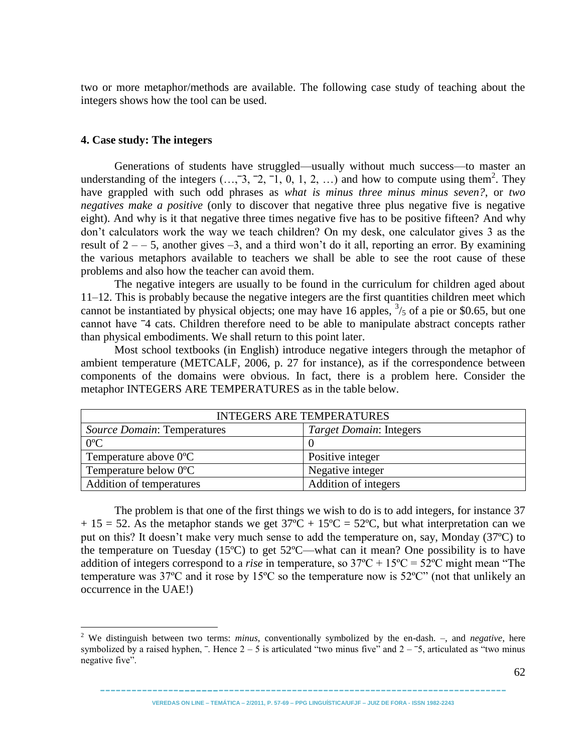two or more metaphor/methods are available. The following case study of teaching about the integers shows how the tool can be used.

## 4. Case study: The integers

Generations of students have struggled—usually without much success—to master an understanding of the integers (…,$^{-}3$, $^{-}2$, $^{-}1$, 0, 1, 2, …) and how to compute using them[2]. They have grappled with such odd phrases as *what is minus three minus minus seven?*, or *two negatives make a positive* (only to discover that negative three plus negative five is negative eight). And why is it that negative three times negative five has to be positive fifteen? And why don't calculators work the way we teach children? On my desk, one calculator gives 3 as the result of $2 - - 5$, another gives $-3$, and a third won't do it all, reporting an error. By examining the various metaphors available to teachers we shall be able to see the root cause of these problems and also how the teacher can avoid them.

The negative integers are usually to be found in the curriculum for children aged about 11–12. This is probably because the negative integers are the first quantities children meet which cannot be instantiated by physical objects; one may have 16 apples, $^{3}/_{5}$ of a pie or \$0.65, but one cannot have $^{-}4$ cats. Children therefore need to be able to manipulate abstract concepts rather than physical embodiments. We shall return to this point later.

Most school textbooks (in English) introduce negative integers through the metaphor of ambient temperature (METCALF, 2006, p. 27 for instance), as if the correspondence between components of the domains were obvious. In fact, there is a problem here. Consider the metaphor INTEGERS ARE TEMPERATURES as in the table below.

| INTEGERS ARE TEMPERATURES | |
|---|---|
| *Source Domain*: Temperatures | *Target Domain*: Integers |
| 0ºC | 0 |
| Temperature above 0ºC | Positive integer |
| Temperature below 0ºC | Negative integer |
| Addition of temperatures | Addition of integers |

The problem is that one of the first things we wish to do is to add integers, for instance $37 + 15 = 52$. As the metaphor stands we get 37ºC + 15ºC = 52ºC, but what interpretation can we put on this? It doesn't make very much sense to add the temperature on, say, Monday (37ºC) to the temperature on Tuesday (15ºC) to get 52ºC—what can it mean? One possibility is to have addition of integers correspond to a *rise* in temperature, so 37ºC + 15ºC = 52ºC might mean "The temperature was 37ºC and it rose by 15ºC so the temperature now is 52ºC" (not that unlikely an occurrence in the UAE!)

[2] We distinguish between two terms: *minus*, conventionally symbolized by the en-dash. –, and *negative*, here symbolized by a raised hyphen, ¯. Hence $2 - 5$ is articulated "two minus five" and $2 - {}^{-}5$, articulated as "two minus negative five".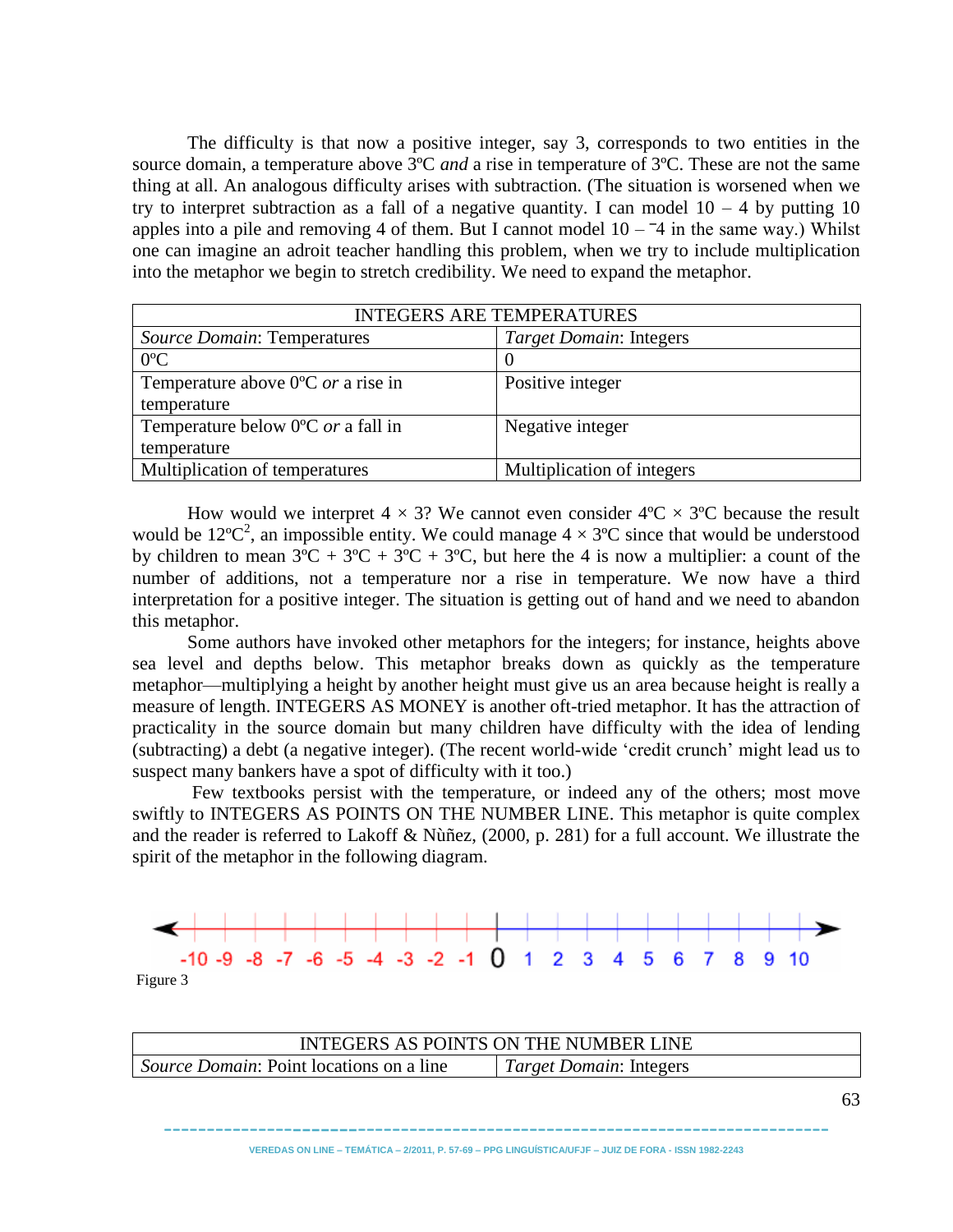The difficulty is that now a positive integer, say 3, corresponds to two entities in the source domain, a temperature above 3ºC *and* a rise in temperature of 3ºC. These are not the same thing at all. An analogous difficulty arises with subtraction. (The situation is worsened when we try to interpret subtraction as a fall of a negative quantity. I can model 10 – 4 by putting 10 apples into a pile and removing 4 of them. But I cannot model $10 - {}^{-}4$ in the same way.) Whilst one can imagine an adroit teacher handling this problem, when we try to include multiplication into the metaphor we begin to stretch credibility. We need to expand the metaphor.

| INTEGERS ARE TEMPERATURES | |
|---|---|
| *Source Domain*: Temperatures | *Target Domain*: Integers |
| 0ºC | 0 |
| Temperature above 0ºC *or* a rise in temperature | Positive integer |
| Temperature below 0ºC *or* a fall in temperature | Negative integer |
| Multiplication of temperatures | Multiplication of integers |

How would we interpret 4 × 3? We cannot even consider 4ºC × 3ºC because the result would be $12ºC^2$, an impossible entity. We could manage 4 × 3ºC since that would be understood by children to mean 3ºC + 3ºC + 3ºC + 3ºC, but here the 4 is now a multiplier: a count of the number of additions, not a temperature nor a rise in temperature. We now have a third interpretation for a positive integer. The situation is getting out of hand and we need to abandon this metaphor.

Some authors have invoked other metaphors for the integers; for instance, heights above sea level and depths below. This metaphor breaks down as quickly as the temperature metaphor—multiplying a height by another height must give us an area because height is really a measure of length. INTEGERS AS MONEY is another oft-tried metaphor. It has the attraction of practicality in the source domain but many children have difficulty with the idea of lending (subtracting) a debt (a negative integer). (The recent world-wide 'credit crunch' might lead us to suspect many bankers have a spot of difficulty with it too.)

Few textbooks persist with the temperature, or indeed any of the others; most move swiftly to INTEGERS AS POINTS ON THE NUMBER LINE. This metaphor is quite complex and the reader is referred to Lakoff & Nùñez, (2000, p. 281) for a full account. We illustrate the spirit of the metaphor in the following diagram.

-10 -9 -8 -7 -6 -5 -4 -3 -2 -1 0 1 2 3 4 5 6 7 8 9 10

Figure 3

| INTEGERS AS POINTS ON THE NUMBER LINE | |
|---|---|
| *Source Domain*: Point locations on a line | *Target Domain*: Integers |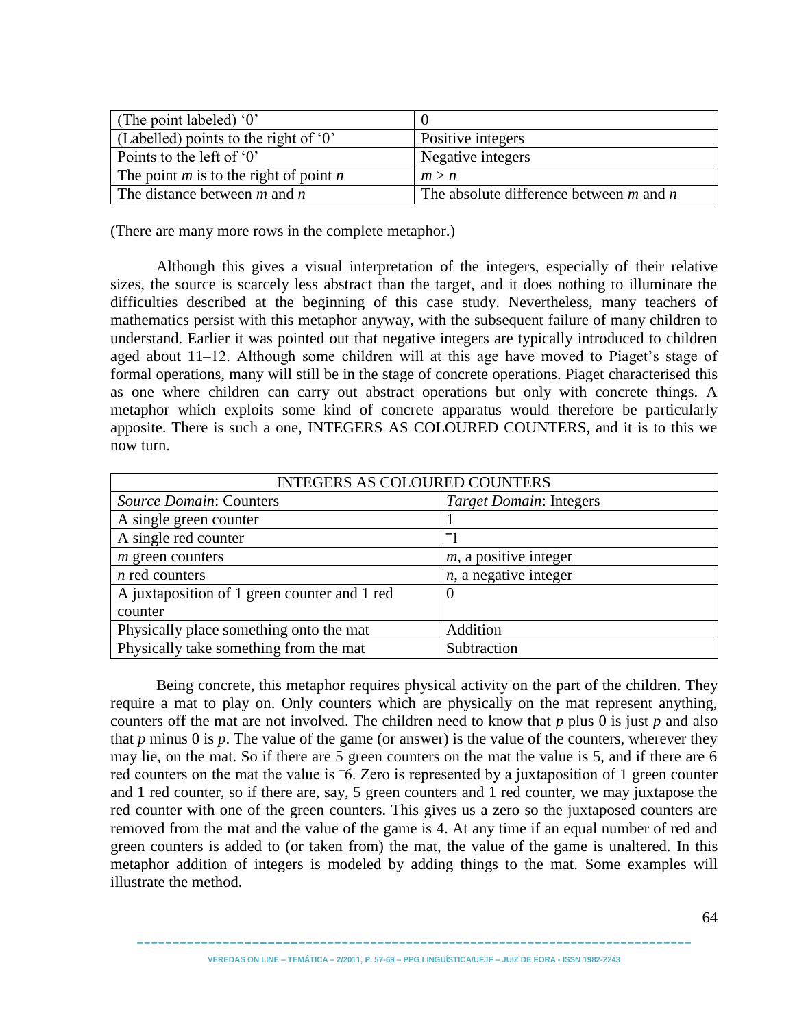| (The point labeled) '0' | 0 |
|---|---|
| (Labelled) points to the right of '0' | Positive integers |
| Points to the left of '0' | Negative integers |
| The point $m$ is to the right of point $n$ | $m > n$ |
| The distance between $m$ and $n$ | The absolute difference between $m$ and $n$ |

(There are many more rows in the complete metaphor.)

Although this gives a visual interpretation of the integers, especially of their relative sizes, the source is scarcely less abstract than the target, and it does nothing to illuminate the difficulties described at the beginning of this case study. Nevertheless, many teachers of mathematics persist with this metaphor anyway, with the subsequent failure of many children to understand. Earlier it was pointed out that negative integers are typically introduced to children aged about 11–12. Although some children will at this age have moved to Piaget's stage of formal operations, many will still be in the stage of concrete operations. Piaget characterised this as one where children can carry out abstract operations but only with concrete things. A metaphor which exploits some kind of concrete apparatus would therefore be particularly apposite. There is such a one, INTEGERS AS COLOURED COUNTERS, and it is to this we now turn.

| INTEGERS AS COLOURED COUNTERS | |
|---|---|
| *Source Domain*: Counters | *Target Domain*: Integers |
| A single green counter | 1 |
| A single red counter | $^{-}1$ |
| $m$ green counters | $m$, a positive integer |
| $n$ red counters | $n$, a negative integer |
| A juxtaposition of 1 green counter and 1 red counter | 0 |
| Physically place something onto the mat | Addition |
| Physically take something from the mat | Subtraction |

Being concrete, this metaphor requires physical activity on the part of the children. They require a mat to play on. Only counters which are physically on the mat represent anything, counters off the mat are not involved. The children need to know that $p$ plus 0 is just $p$ and also that $p$ minus 0 is $p$. The value of the game (or answer) is the value of the counters, wherever they may lie, on the mat. So if there are 5 green counters on the mat the value is 5, and if there are 6 red counters on the mat the value is $^{-}6$. Zero is represented by a juxtaposition of 1 green counter and 1 red counter, so if there are, say, 5 green counters and 1 red counter, we may juxtapose the red counter with one of the green counters. This gives us a zero so the juxtaposed counters are removed from the mat and the value of the game is 4. At any time if an equal number of red and green counters is added to (or taken from) the mat, the value of the game is unaltered. In this metaphor addition of integers is modeled by adding things to the mat. Some examples will illustrate the method.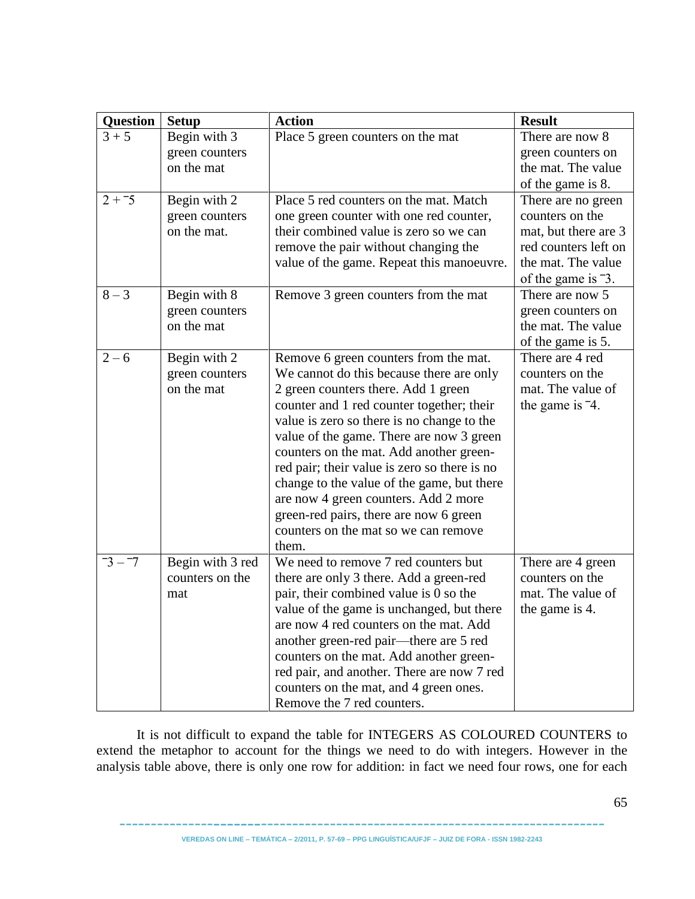| Question | Setup | Action | Result |
|---|---|---|---|
| 3 + 5 | Begin with 3 green counters on the mat | Place 5 green counters on the mat | There are now 8 green counters on the mat. The value of the game is 8. |
| 2 + ¯5 | Begin with 2 green counters on the mat. | Place 5 red counters on the mat. Match one green counter with one red counter, their combined value is zero so we can remove the pair without changing the value of the game. Repeat this manoeuvre. | There are no green counters on the mat, but there are 3 red counters left on the mat. The value of the game is ¯3. |
| 8 – 3 | Begin with 8 green counters on the mat | Remove 3 green counters from the mat | There are now 5 green counters on the mat. The value of the game is 5. |
| 2 – 6 | Begin with 2 green counters on the mat | Remove 6 green counters from the mat. We cannot do this because there are only 2 green counters there. Add 1 green counter and 1 red counter together; their value is zero so there is no change to the value of the game. There are now 3 green counters on the mat. Add another green-red pair; their value is zero so there is no change to the value of the game, but there are now 4 green counters. Add 2 more green-red pairs, there are now 6 green counters on the mat so we can remove them. | There are 4 red counters on the mat. The value of the game is ¯4. |
| ¯3 – ¯7 | Begin with 3 red counters on the mat | We need to remove 7 red counters but there are only 3 there. Add a green-red pair, their combined value is 0 so the value of the game is unchanged, but there are now 4 red counters on the mat. Add another green-red pair—there are 5 red counters on the mat. Add another green-red pair, and another. There are now 7 red counters on the mat, and 4 green ones. Remove the 7 red counters. | There are 4 green counters on the mat. The value of the game is 4. |

It is not difficult to expand the table for INTEGERS AS COLOURED COUNTERS to extend the metaphor to account for the things we need to do with integers. However in the analysis table above, there is only one row for addition: in fact we need four rows, one for each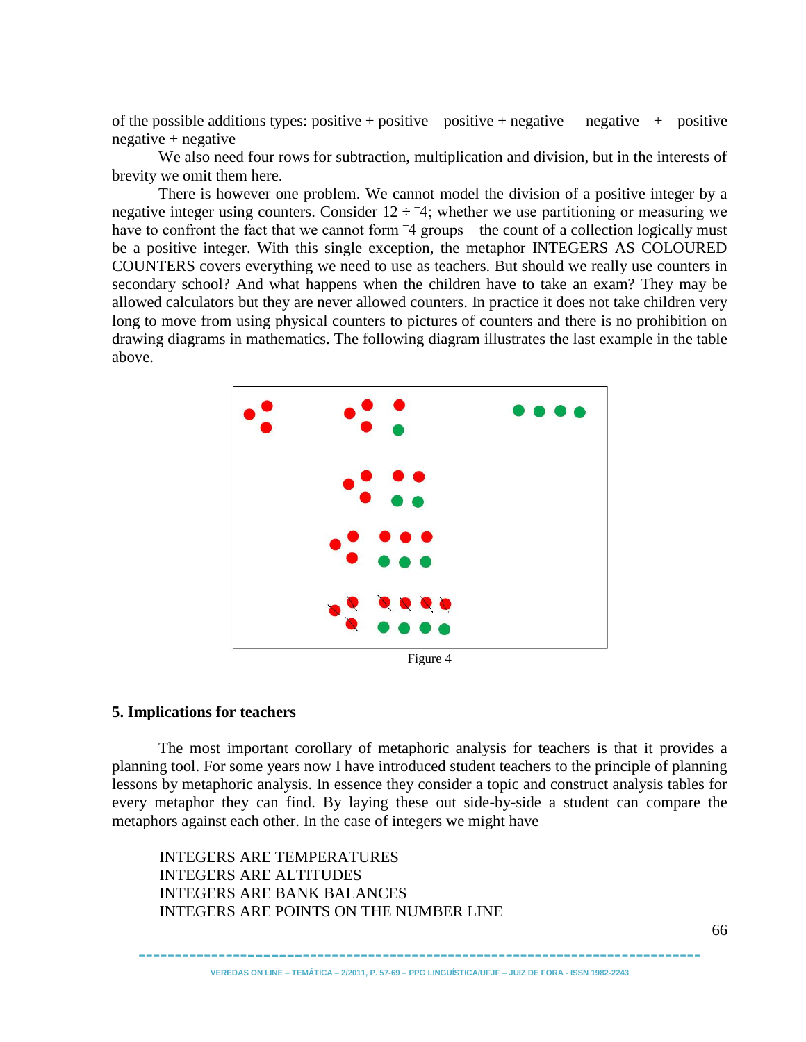of the possible additions types: positive + positive positive + negative negative + positive negative + negative

We also need four rows for subtraction, multiplication and division, but in the interests of brevity we omit them here.

There is however one problem. We cannot model the division of a positive integer by a negative integer using counters. Consider $12 \div {}^{-}4$; whether we use partitioning or measuring we have to confront the fact that we cannot form ${}^{-}4$ groups—the count of a collection logically must be a positive integer. With this single exception, the metaphor INTEGERS AS COLOURED COUNTERS covers everything we need to use as teachers. But should we really use counters in secondary school? And what happens when the children have to take an exam? They may be allowed calculators but they are never allowed counters. In practice it does not take children very long to move from using physical counters to pictures of counters and there is no prohibition on drawing diagrams in mathematics. The following diagram illustrates the last example in the table above.

Figure 4

## 5. Implications for teachers

The most important corollary of metaphoric analysis for teachers is that it provides a planning tool. For some years now I have introduced student teachers to the principle of planning lessons by metaphoric analysis. In essence they consider a topic and construct analysis tables for every metaphor they can find. By laying these out side-by-side a student can compare the metaphors against each other. In the case of integers we might have

INTEGERS ARE TEMPERATURES
INTEGERS ARE ALTITUDES
INTEGERS ARE BANK BALANCES
INTEGERS ARE POINTS ON THE NUMBER LINE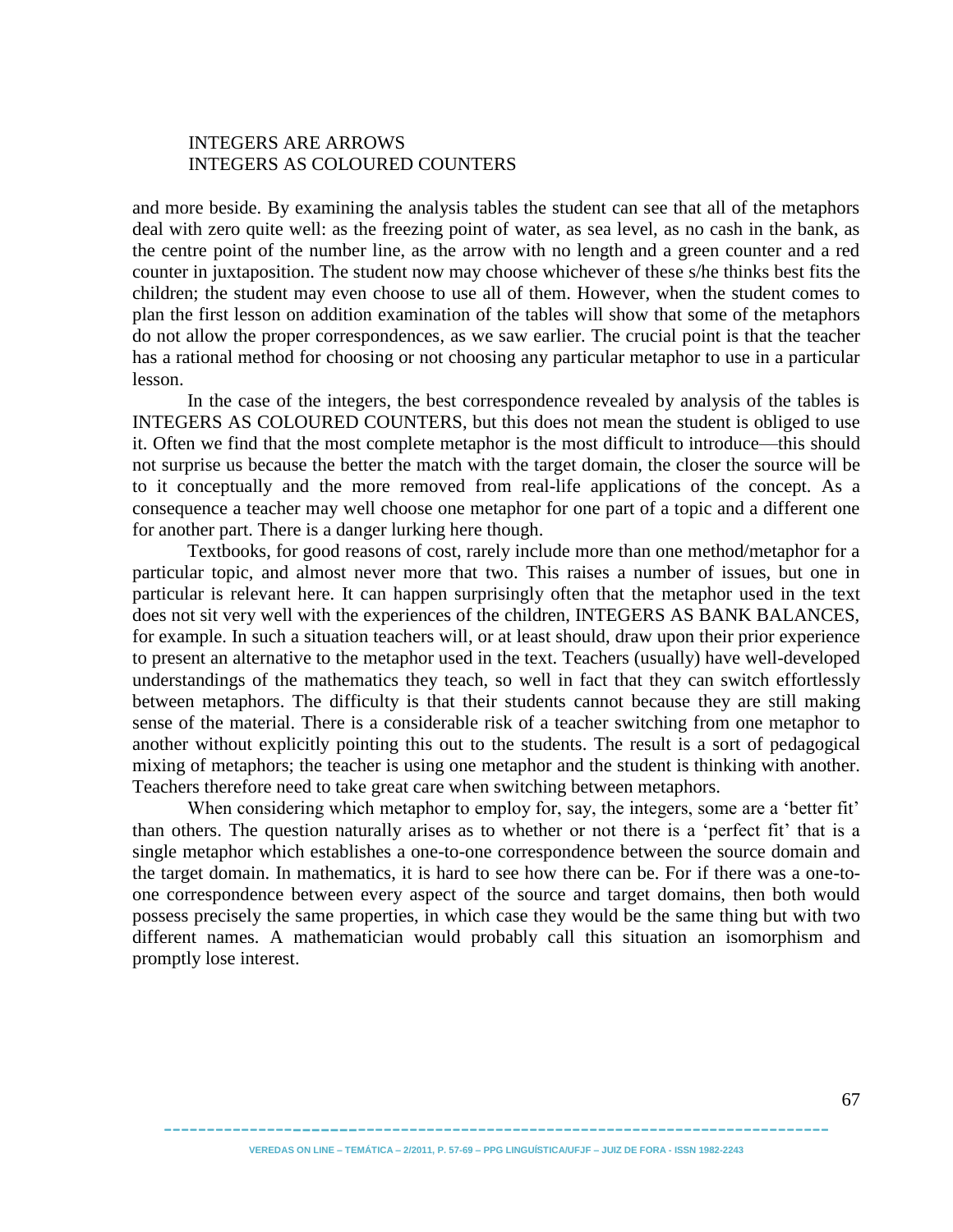INTEGERS ARE ARROWS  
INTEGERS AS COLOURED COUNTERS

and more beside. By examining the analysis tables the student can see that all of the metaphors deal with zero quite well: as the freezing point of water, as sea level, as no cash in the bank, as the centre point of the number line, as the arrow with no length and a green counter and a red counter in juxtaposition. The student now may choose whichever of these s/he thinks best fits the children; the student may even choose to use all of them. However, when the student comes to plan the first lesson on addition examination of the tables will show that some of the metaphors do not allow the proper correspondences, as we saw earlier. The crucial point is that the teacher has a rational method for choosing or not choosing any particular metaphor to use in a particular lesson.

In the case of the integers, the best correspondence revealed by analysis of the tables is INTEGERS AS COLOURED COUNTERS, but this does not mean the student is obliged to use it. Often we find that the most complete metaphor is the most difficult to introduce—this should not surprise us because the better the match with the target domain, the closer the source will be to it conceptually and the more removed from real-life applications of the concept. As a consequence a teacher may well choose one metaphor for one part of a topic and a different one for another part. There is a danger lurking here though.

Textbooks, for good reasons of cost, rarely include more than one method/metaphor for a particular topic, and almost never more that two. This raises a number of issues, but one in particular is relevant here. It can happen surprisingly often that the metaphor used in the text does not sit very well with the experiences of the children, INTEGERS AS BANK BALANCES, for example. In such a situation teachers will, or at least should, draw upon their prior experience to present an alternative to the metaphor used in the text. Teachers (usually) have well-developed understandings of the mathematics they teach, so well in fact that they can switch effortlessly between metaphors. The difficulty is that their students cannot because they are still making sense of the material. There is a considerable risk of a teacher switching from one metaphor to another without explicitly pointing this out to the students. The result is a sort of pedagogical mixing of metaphors; the teacher is using one metaphor and the student is thinking with another. Teachers therefore need to take great care when switching between metaphors.

When considering which metaphor to employ for, say, the integers, some are a 'better fit' than others. The question naturally arises as to whether or not there is a 'perfect fit' that is a single metaphor which establishes a one-to-one correspondence between the source domain and the target domain. In mathematics, it is hard to see how there can be. For if there was a one-to-one correspondence between every aspect of the source and target domains, then both would possess precisely the same properties, in which case they would be the same thing but with two different names. A mathematician would probably call this situation an isomorphism and promptly lose interest.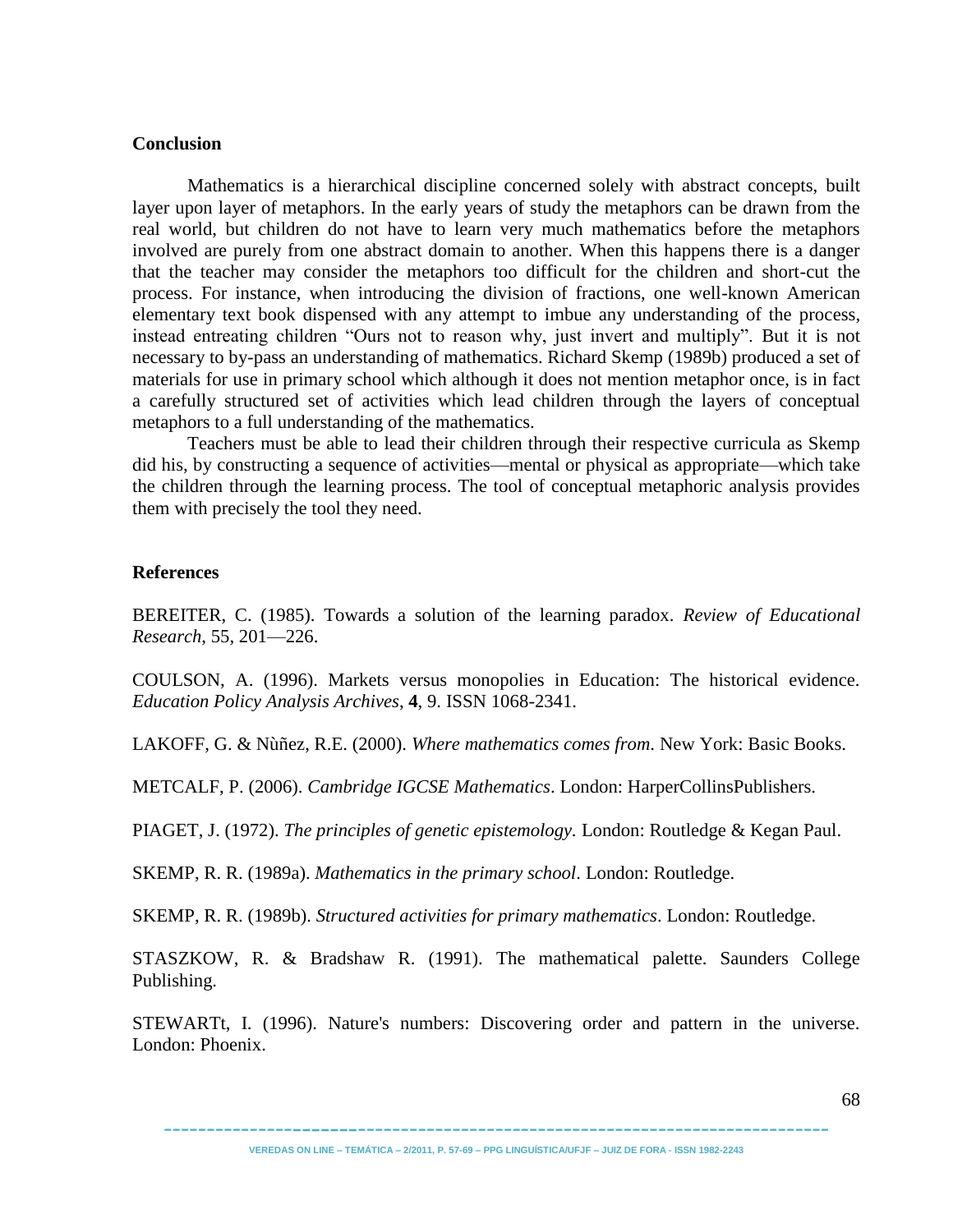## Conclusion

Mathematics is a hierarchical discipline concerned solely with abstract concepts, built layer upon layer of metaphors. In the early years of study the metaphors can be drawn from the real world, but children do not have to learn very much mathematics before the metaphors involved are purely from one abstract domain to another. When this happens there is a danger that the teacher may consider the metaphors too difficult for the children and short-cut the process. For instance, when introducing the division of fractions, one well-known American elementary text book dispensed with any attempt to imbue any understanding of the process, instead entreating children "Ours not to reason why, just invert and multiply". But it is not necessary to by-pass an understanding of mathematics. Richard Skemp (1989b) produced a set of materials for use in primary school which although it does not mention metaphor once, is in fact a carefully structured set of activities which lead children through the layers of conceptual metaphors to a full understanding of the mathematics.

Teachers must be able to lead their children through their respective curricula as Skemp did his, by constructing a sequence of activities—mental or physical as appropriate—which take the children through the learning process. The tool of conceptual metaphoric analysis provides them with precisely the tool they need.

## References

BEREITER, C. (1985). Towards a solution of the learning paradox. *Review of Educational Research*, 55, 201—226.

COULSON, A. (1996). Markets versus monopolies in Education: The historical evidence. *Education Policy Analysis Archives*, **4**, 9. ISSN 1068-2341.

LAKOFF, G. & Nùñez, R.E. (2000). *Where mathematics comes from*. New York: Basic Books.

METCALF, P. (2006). *Cambridge IGCSE Mathematics*. London: HarperCollinsPublishers.

PIAGET, J. (1972). *The principles of genetic epistemology*. London: Routledge & Kegan Paul.

SKEMP, R. R. (1989a). *Mathematics in the primary school*. London: Routledge.

SKEMP, R. R. (1989b). *Structured activities for primary mathematics*. London: Routledge.

STASZKOW, R. & Bradshaw R. (1991). The mathematical palette. Saunders College Publishing.

STEWARTt, I. (1996). Nature's numbers: Discovering order and pattern in the universe. London: Phoenix.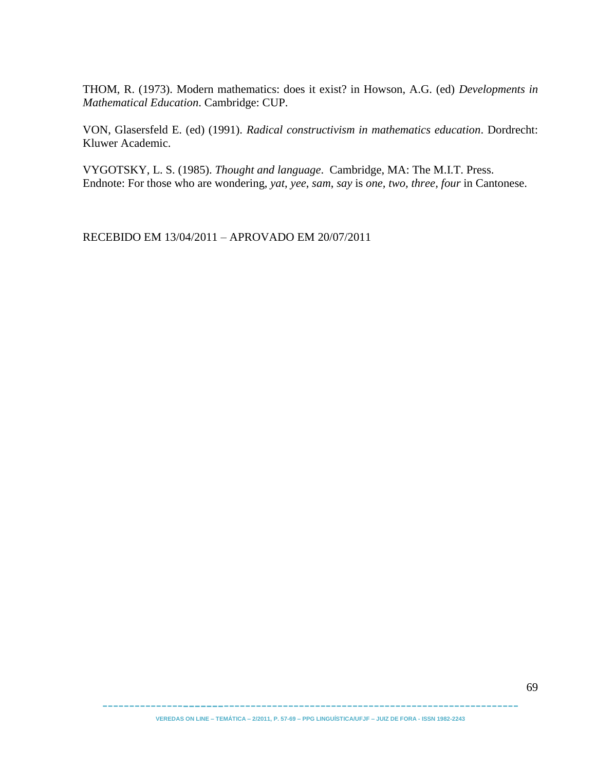THOM, R. (1973). Modern mathematics: does it exist? in Howson, A.G. (ed) *Developments in Mathematical Education*. Cambridge: CUP.

VON, Glasersfeld E. (ed) (1991). *Radical constructivism in mathematics education*. Dordrecht: Kluwer Academic.

VYGOTSKY, L. S. (1985). *Thought and language*. Cambridge, MA: The M.I.T. Press.
Endnote: For those who are wondering, *yat*, *yee*, *sam*, *say* is *one, two, three, four* in Cantonese.

RECEBIDO EM 13/04/2011 – APROVADO EM 20/07/2011